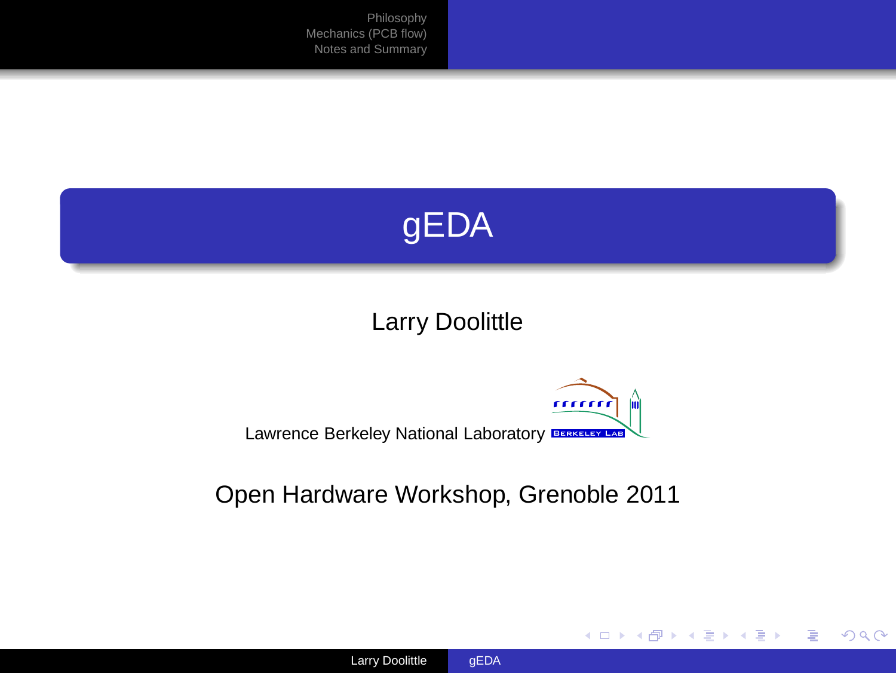# gEDA

Larry Doolittle

Lawrence Berkeley National Laboratory

Open Hardware Workshop, Grenoble 2011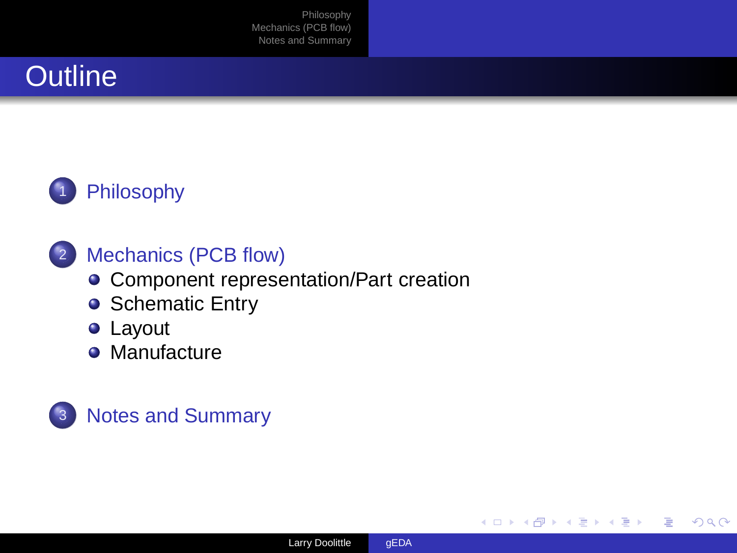# Outline

1. Philosophy
2. Mechanics (PCB flow)
   - Component representation/Part creation
   - Schematic Entry
   - Layout
   - Manufacture
3. Notes and Summary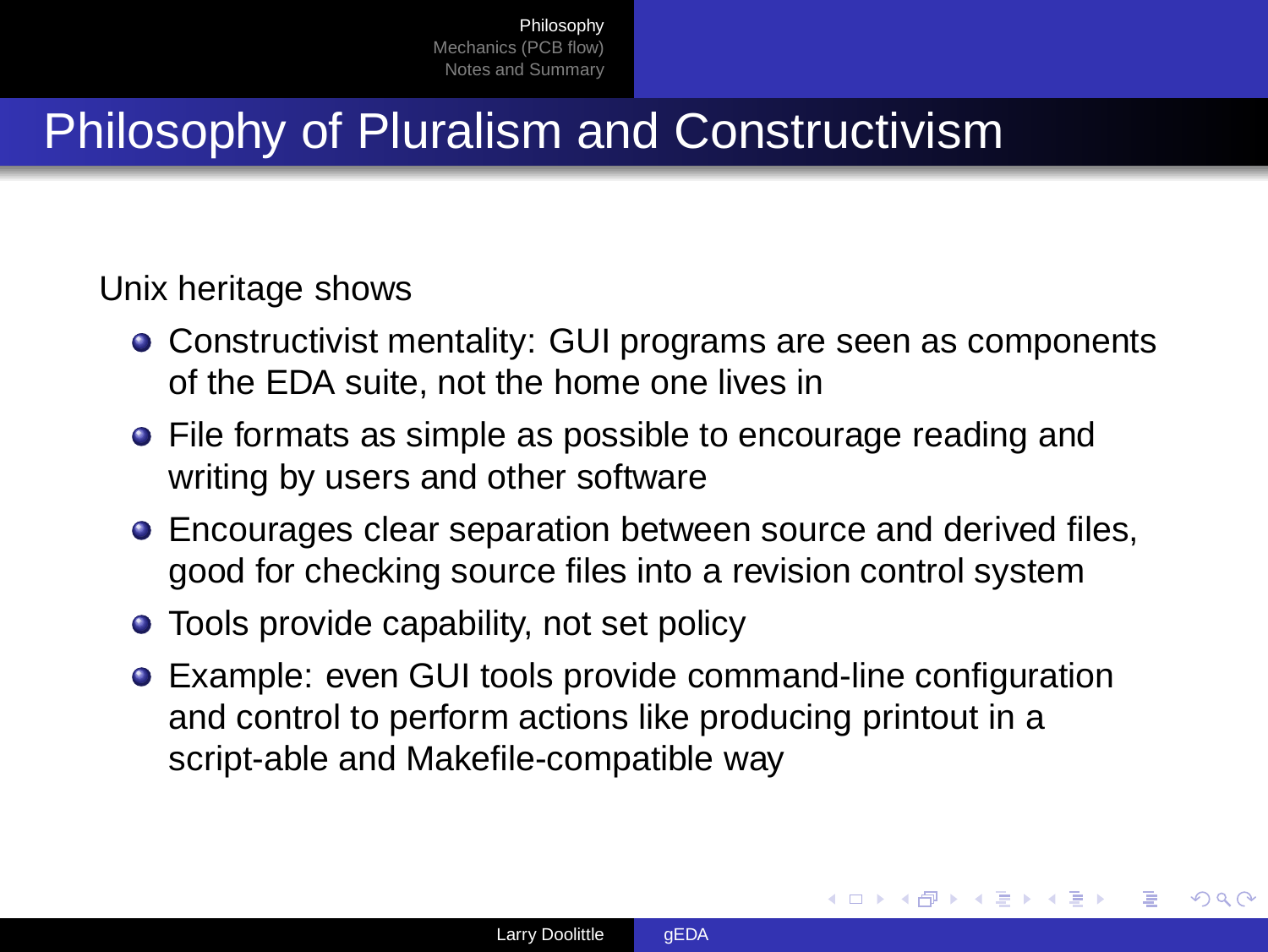# Philosophy of Pluralism and Constructivism

Unix heritage shows

- Constructivist mentality: GUI programs are seen as components of the EDA suite, not the home one lives in
- File formats as simple as possible to encourage reading and writing by users and other software
- Encourages clear separation between source and derived files, good for checking source files into a revision control system
- Tools provide capability, not set policy
- Example: even GUI tools provide command-line configuration and control to perform actions like producing printout in a script-able and Makefile-compatible way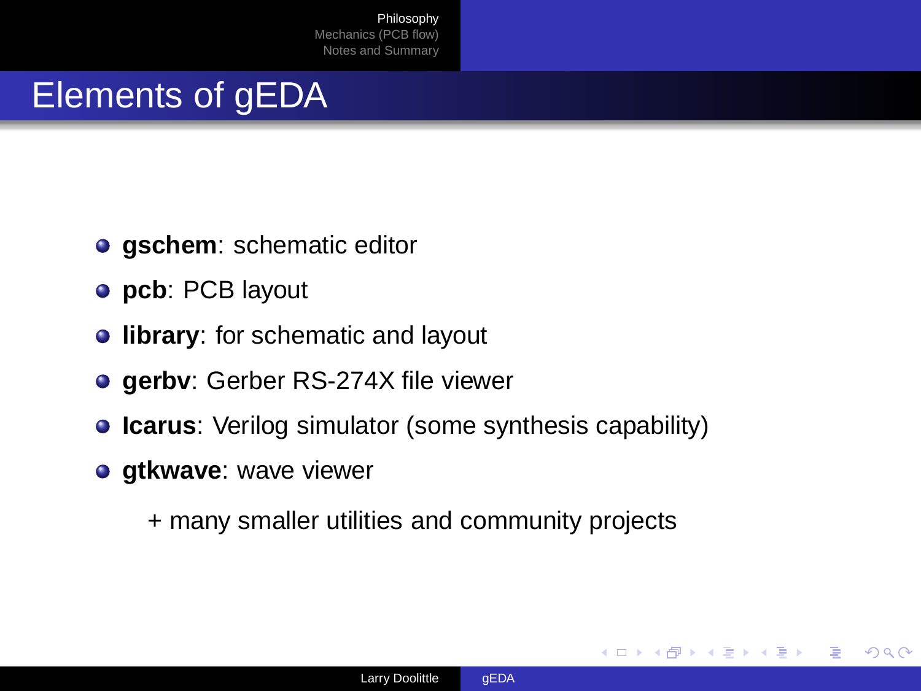# Elements of gEDA

- **gschem**: schematic editor
- **pcb**: PCB layout
- **library**: for schematic and layout
- **gerbv**: Gerber RS-274X file viewer
- **Icarus**: Verilog simulator (some synthesis capability)
- **gtkwave**: wave viewer

+ many smaller utilities and community projects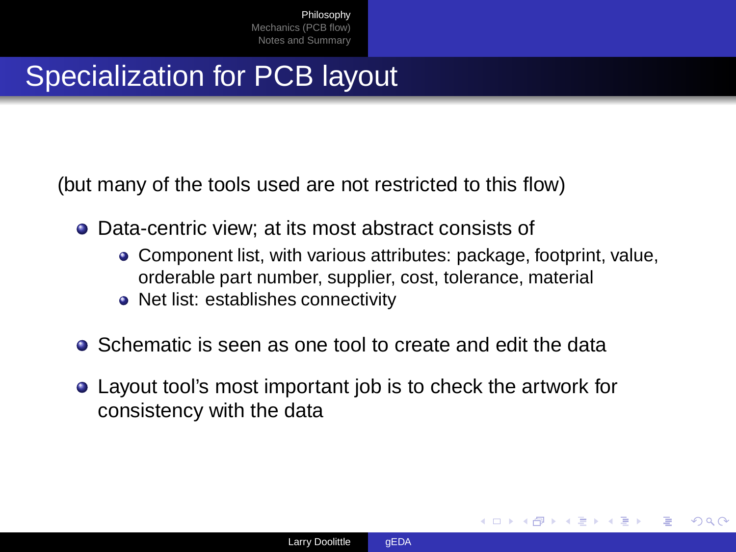# Specialization for PCB layout

(but many of the tools used are not restricted to this flow)

- Data-centric view; at its most abstract consists of
  - Component list, with various attributes: package, footprint, value, orderable part number, supplier, cost, tolerance, material
  - Net list: establishes connectivity
- Schematic is seen as one tool to create and edit the data
- Layout tool's most important job is to check the artwork for consistency with the data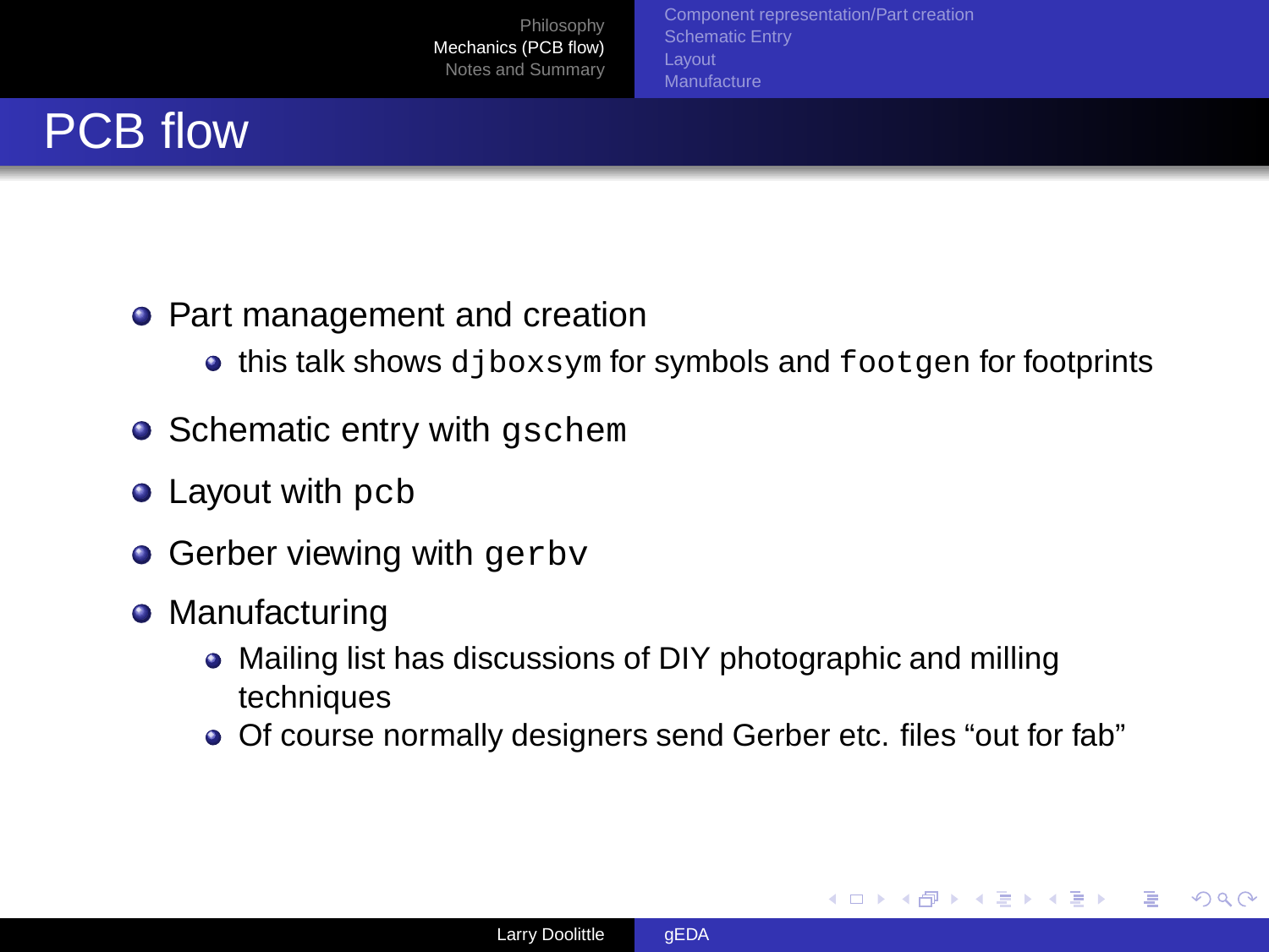# PCB flow

- Part management and creation
  - this talk shows `djboxsym` for symbols and `footgen` for footprints
- Schematic entry with `gschem`
- Layout with `pcb`
- Gerber viewing with `gerbv`
- Manufacturing
  - Mailing list has discussions of DIY photographic and milling techniques
  - Of course normally designers send Gerber etc. files “out for fab”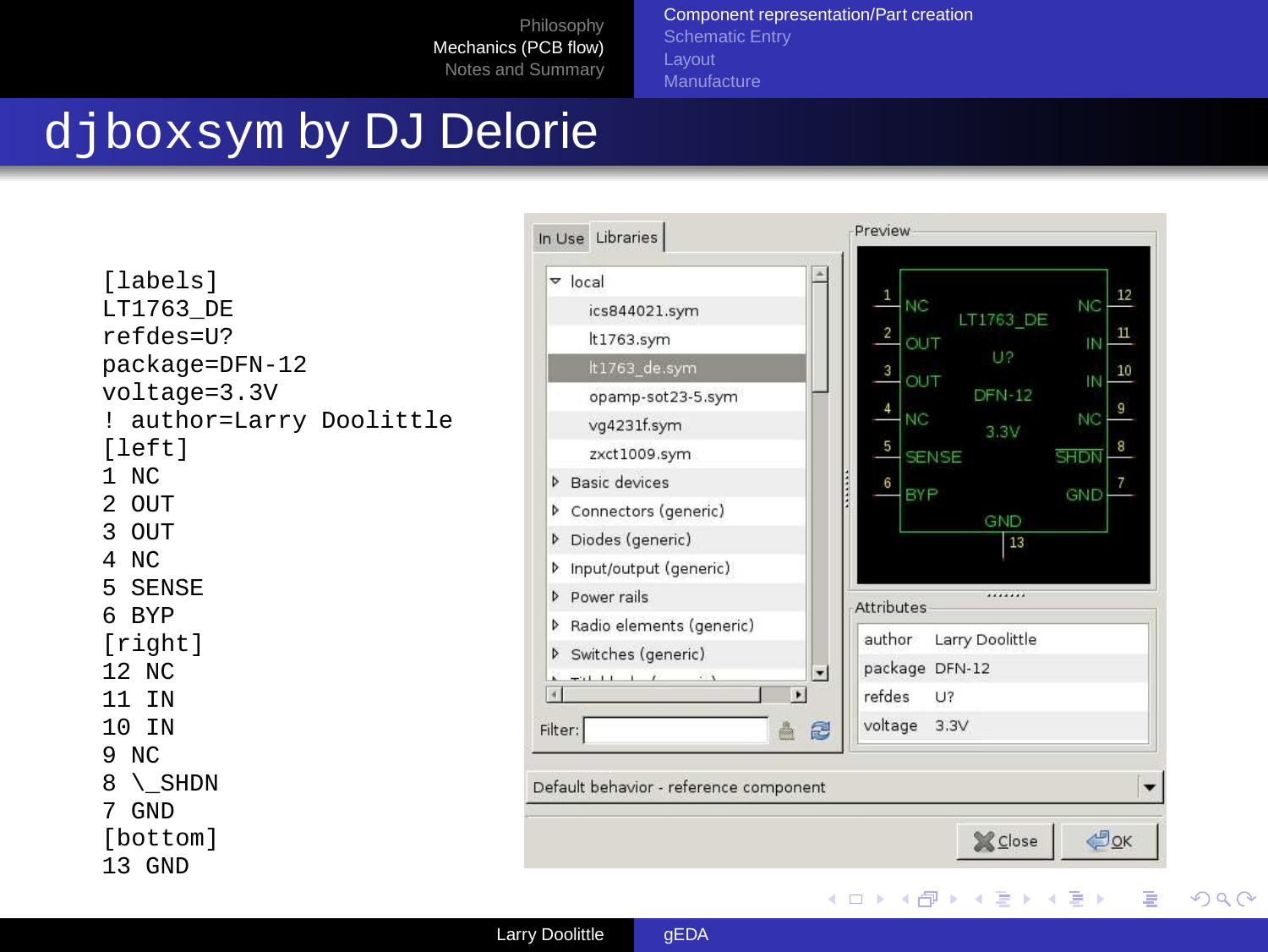# djboxsym by DJ Delorie

```
[labels]
LT1763_DE
refdes=U?
package=DFN-12
voltage=3.3V
! author=Larry Doolittle
[left]
1 NC
2 OUT
3 OUT
4 NC
5 SENSE
6 BYP
[right]
12 NC
11 IN
10 IN
9 NC
8 \_SHDN
7 GND
[bottom]
13 GND
```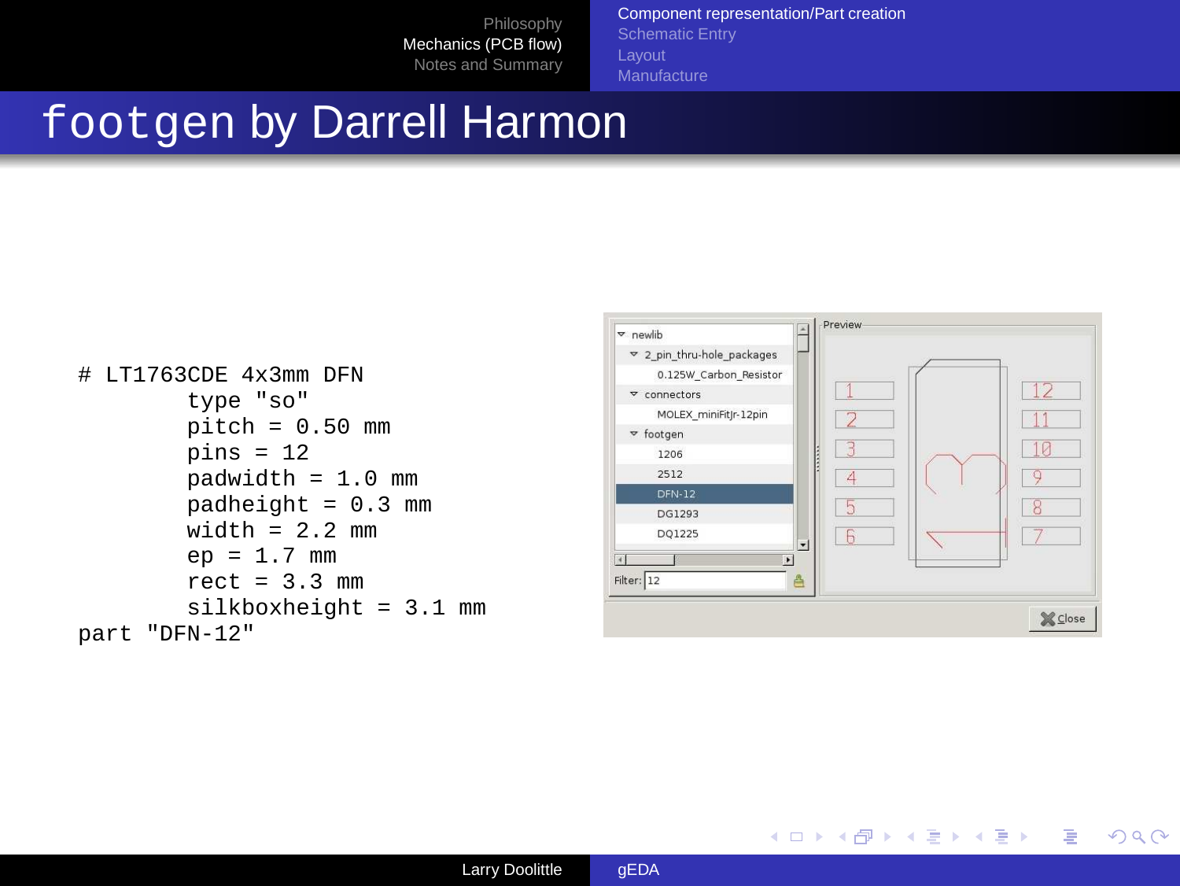# footgen by Darrell Harmon

```
# LT1763CDE 4x3mm DFN
        type "so"
        pitch = 0.50 mm
        pins = 12
        padwidth = 1.0 mm
        padheight = 0.3 mm
        width = 2.2 mm
        ep = 1.7 mm
        rect = 3.3 mm
        silkboxheight = 3.1 mm
part "DFN-12"
```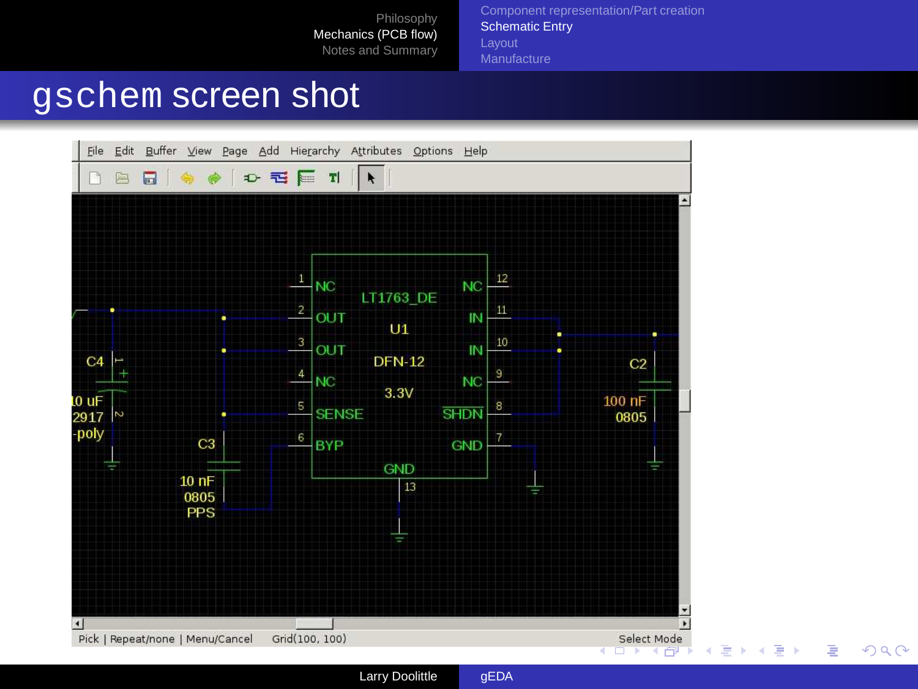# gschem screen shot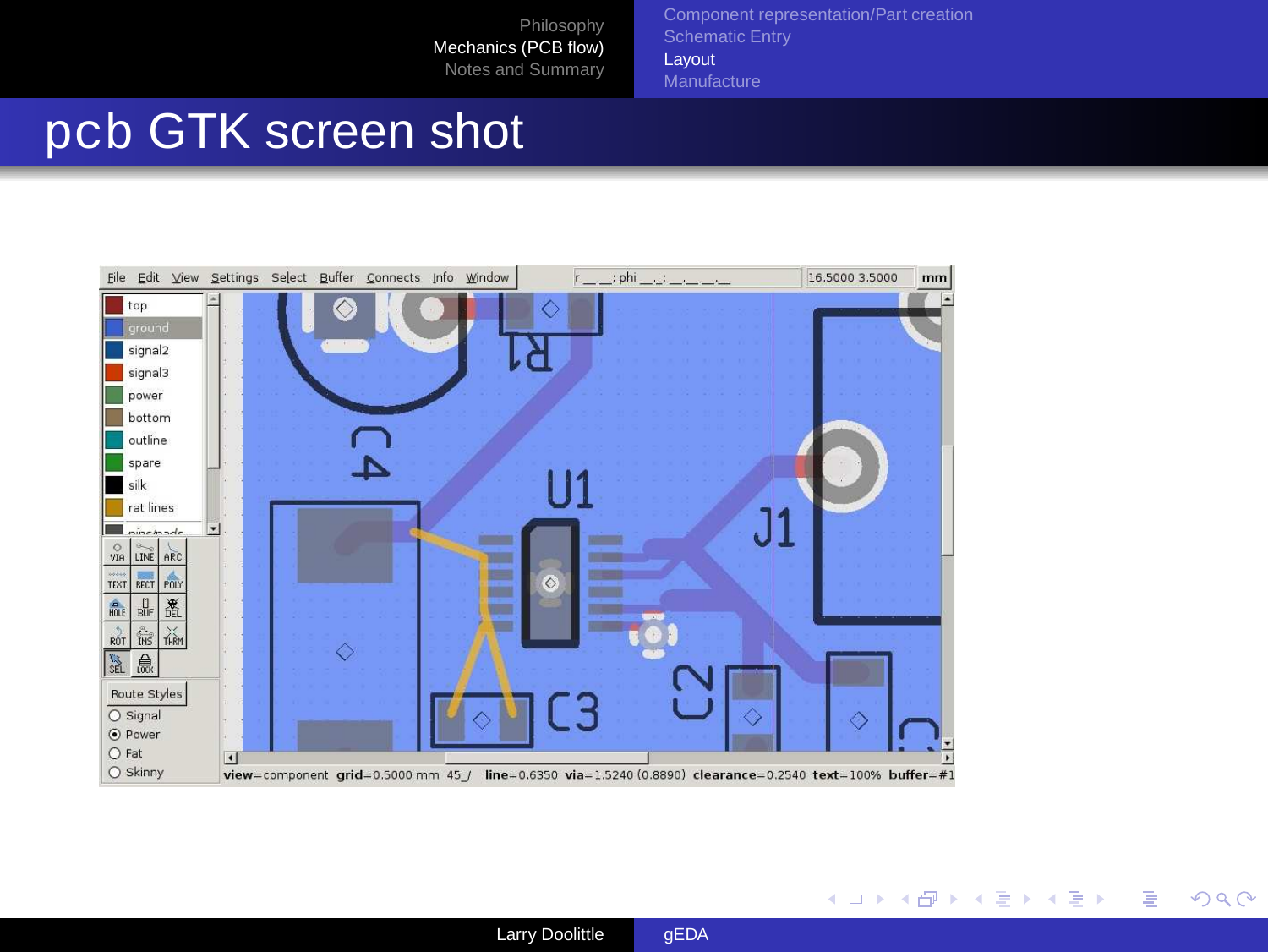# pcb GTK screen shot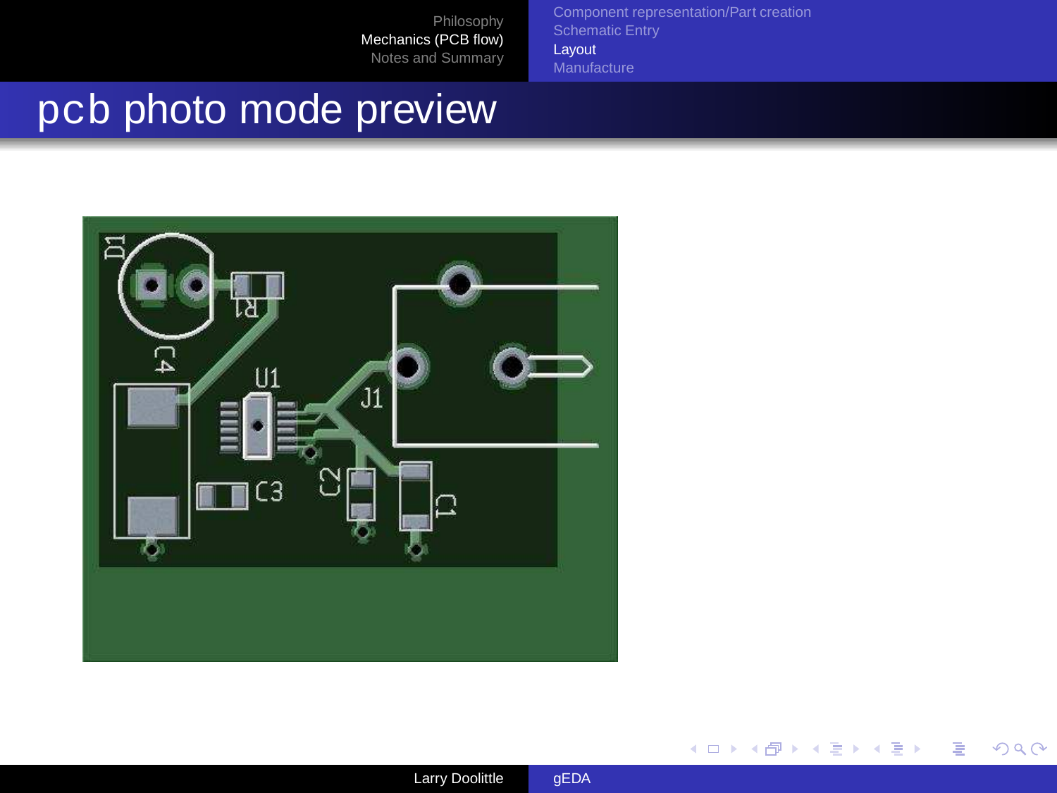# pcb photo mode preview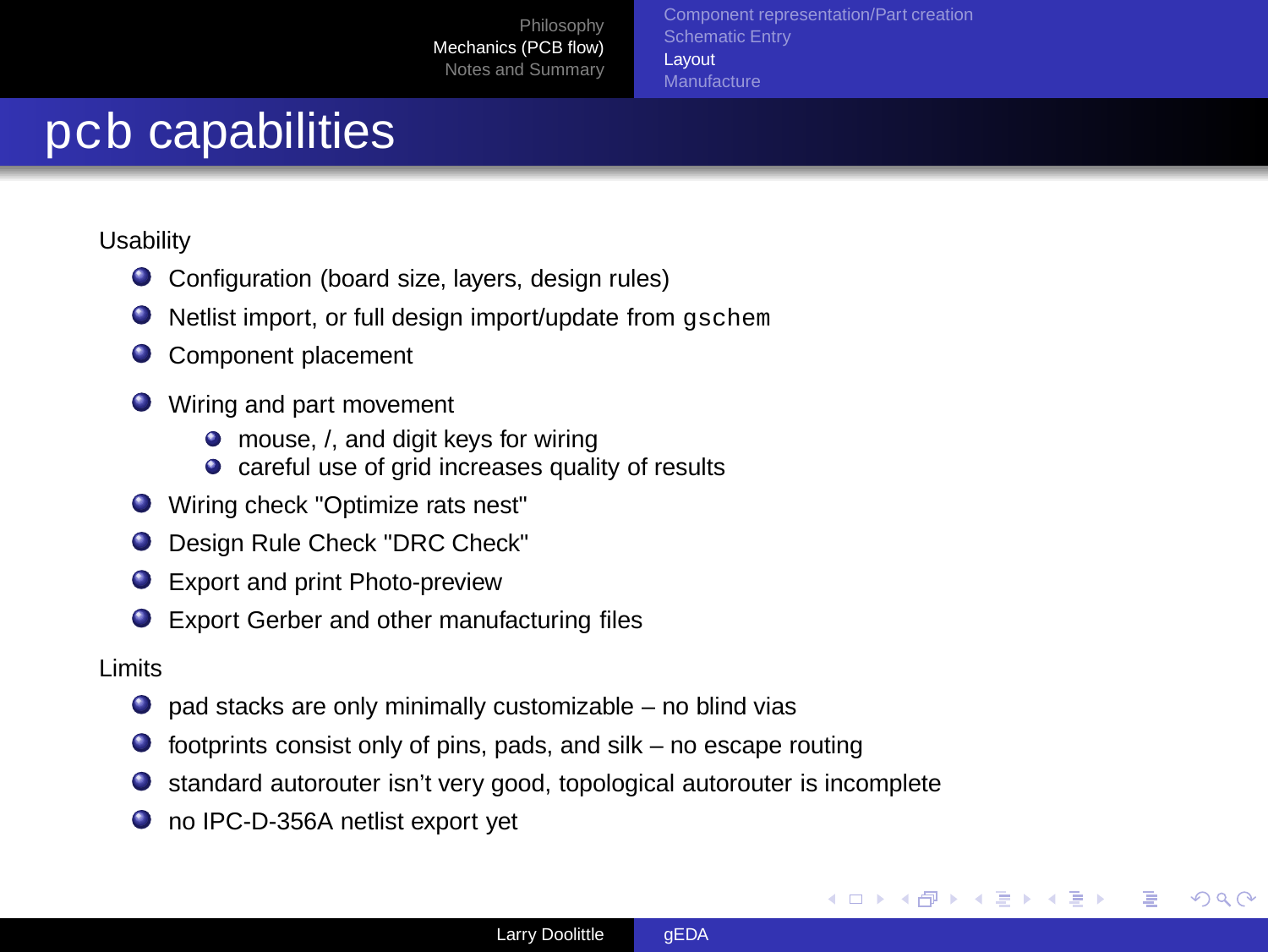# pcb capabilities

Usability

- Configuration (board size, layers, design rules)
- Netlist import, or full design import/update from `gschem`
- Component placement
- Wiring and part movement
  - mouse, /, and digit keys for wiring
  - careful use of grid increases quality of results
- Wiring check "Optimize rats nest"
- Design Rule Check "DRC Check"
- Export and print Photo-preview
- Export Gerber and other manufacturing files

Limits

- pad stacks are only minimally customizable – no blind vias
- footprints consist only of pins, pads, and silk – no escape routing
- standard autorouter isn't very good, topological autorouter is incomplete
- no IPC-D-356A netlist export yet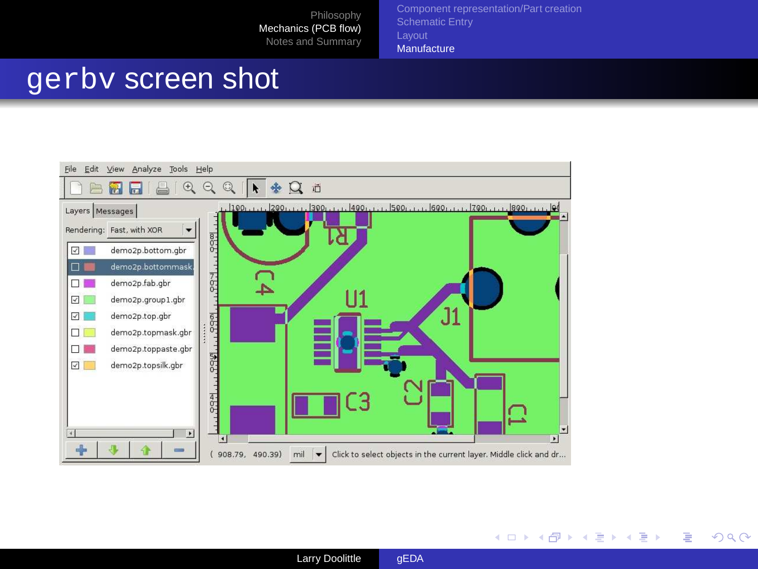# gerbv screen shot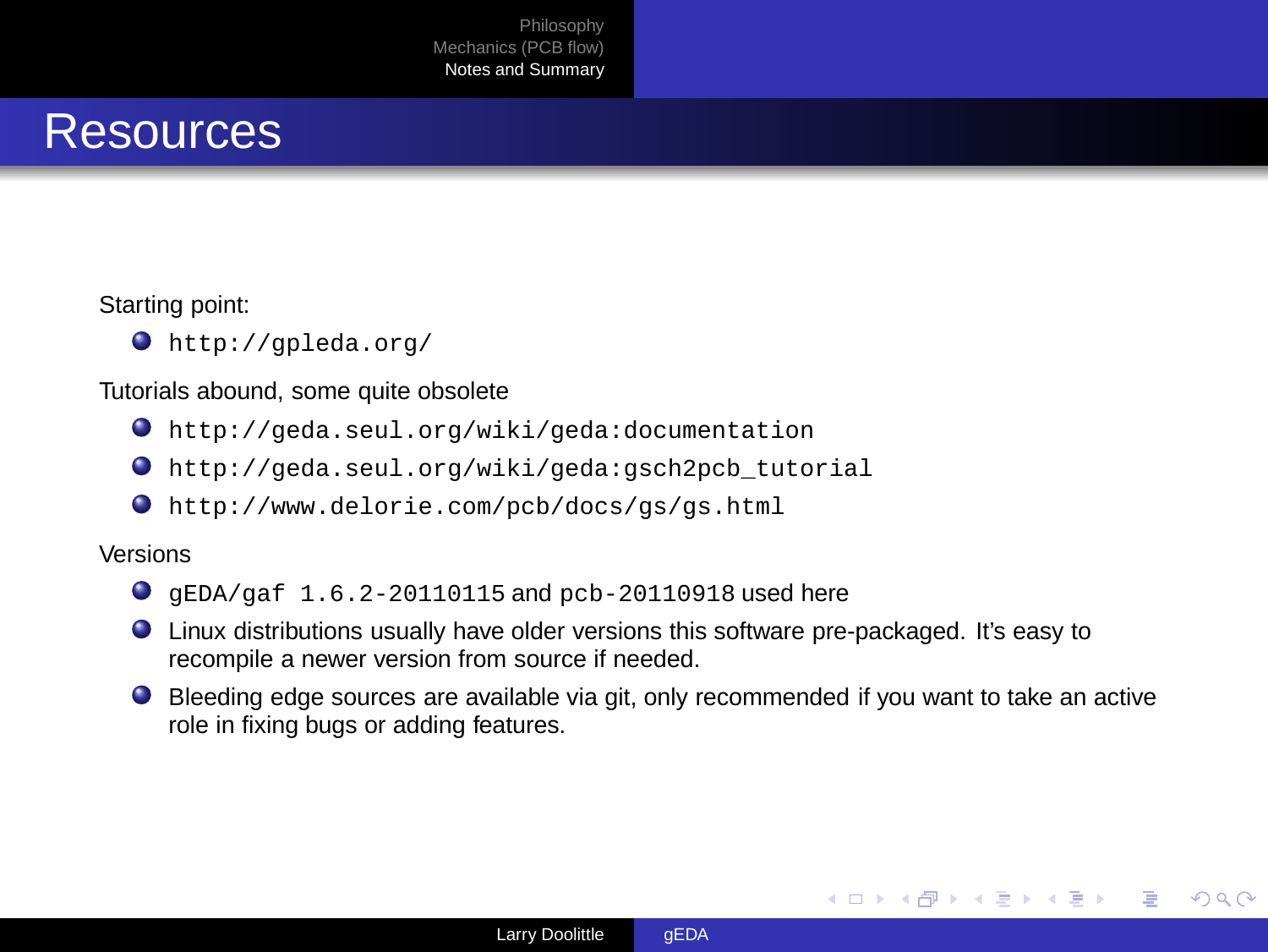# Resources

Starting point:

- `http://gpleda.org/`

Tutorials abound, some quite obsolete

- `http://geda.seul.org/wiki/geda:documentation`
- `http://geda.seul.org/wiki/geda:gsch2pcb_tutorial`
- `http://www.delorie.com/pcb/docs/gs/gs.html`

Versions

- `gEDA/gaf 1.6.2-20110115` and `pcb-20110918` used here
- Linux distributions usually have older versions this software pre-packaged. It's easy to recompile a newer version from source if needed.
- Bleeding edge sources are available via git, only recommended if you want to take an active role in fixing bugs or adding features.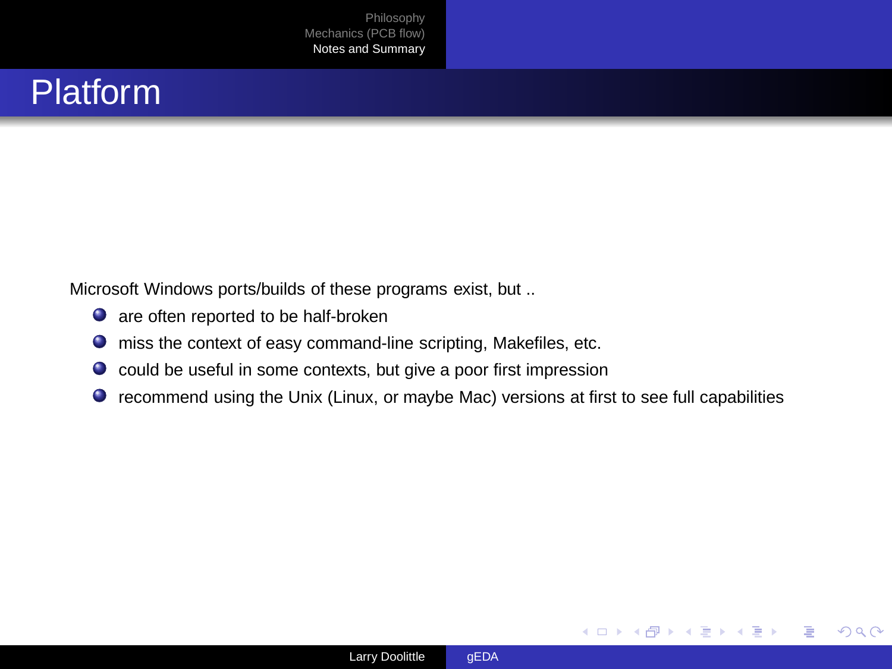# Platform

Microsoft Windows ports/builds of these programs exist, but ..

- are often reported to be half-broken
- miss the context of easy command-line scripting, Makefiles, etc.
- could be useful in some contexts, but give a poor first impression
- recommend using the Unix (Linux, or maybe Mac) versions at first to see full capabilities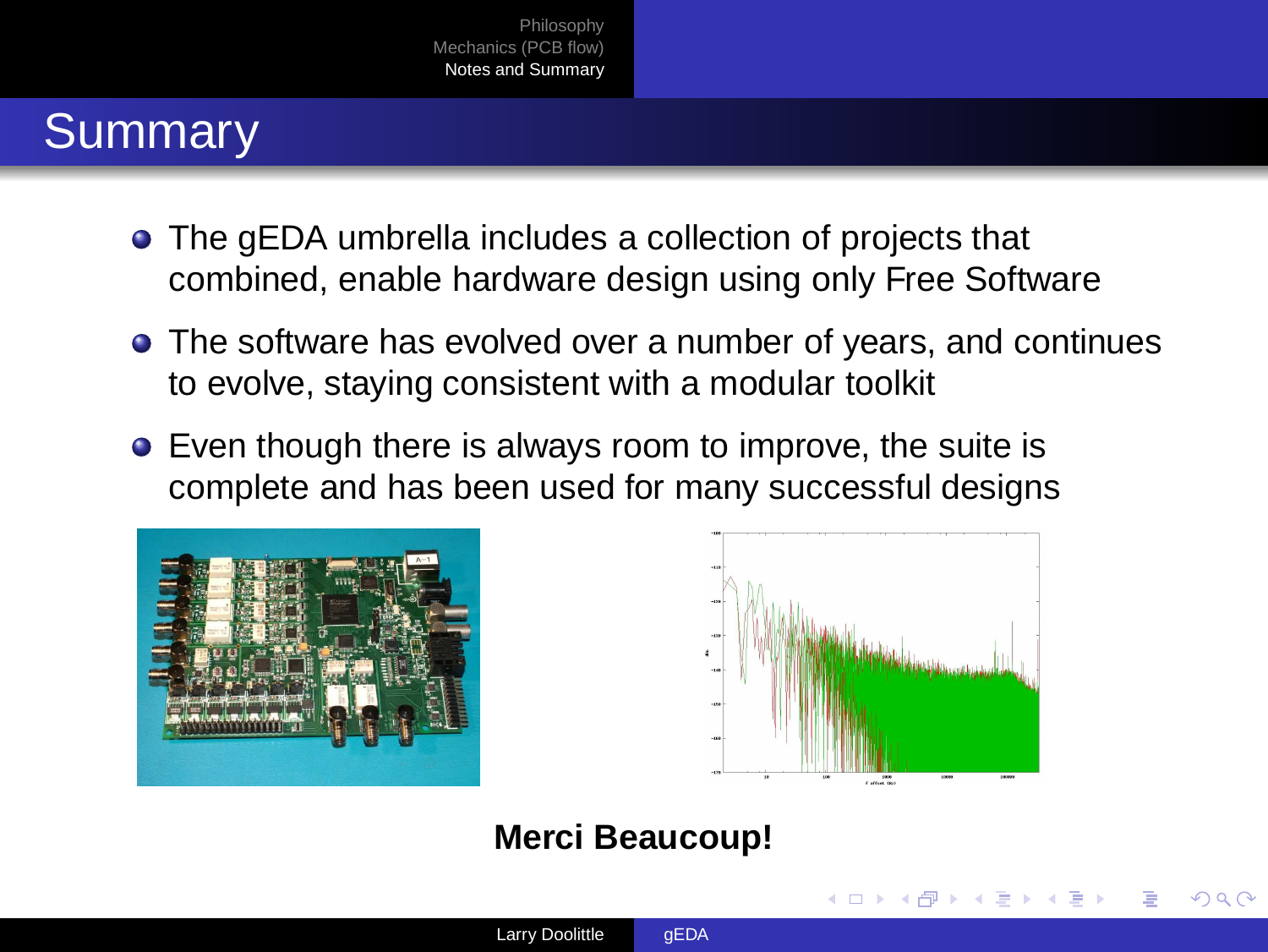## Summary

- The gEDA umbrella includes a collection of projects that combined, enable hardware design using only Free Software
- The software has evolved over a number of years, and continues to evolve, staying consistent with a modular toolkit
- Even though there is always room to improve, the suite is complete and has been used for many successful designs

**Merci Beaucoup!**